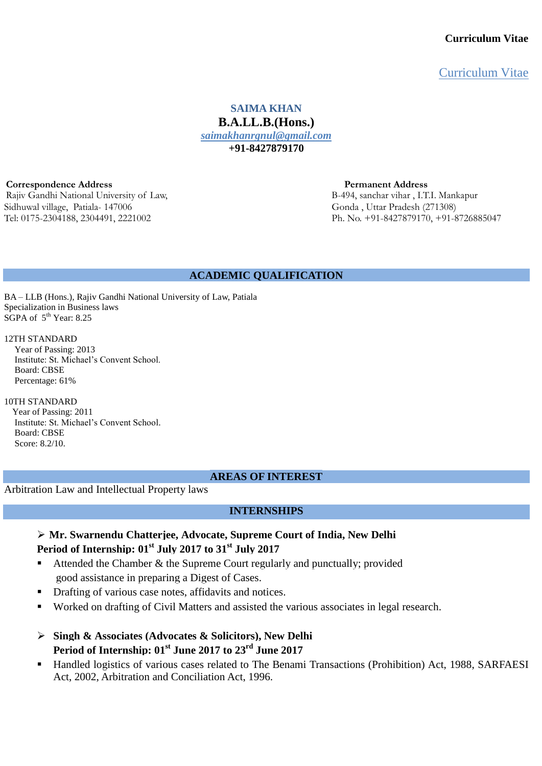**Curriculum Vitae**

Curriculum Vitae

# SAIMA KHAN

**B.A.LL.B.(Hons.)**

*saimakhanrgnul@gmail.com*

**+91-8427879170**

**Correspondence Address**
Rajiv Gandhi National University of Law,
Sidhuwal village, Patiala- 147006
Tel: 0175-2304188, 2304491, 2221002

**Permanent Address**
B-494, sanchar vihar , I.T.I. Mankapur
Gonda , Uttar Pradesh (271308)
Ph. No. +91-8427879170, +91-8726885047

## ACADEMIC QUALIFICATION

BA – LLB (Hons.), Rajiv Gandhi National University of Law, Patiala
Specialization in Business laws
SGPA of 5th Year: 8.25

12TH STANDARD
Year of Passing: 2013
Institute: St. Michael's Convent School.
Board: CBSE
Percentage: 61%

10TH STANDARD
Year of Passing: 2011
Institute: St. Michael's Convent School.
Board: CBSE
Score: 8.2/10.

## AREAS OF INTEREST

Arbitration Law and Intellectual Property laws

## INTERNSHIPS

- **Mr. Swarnendu Chatterjee, Advocate, Supreme Court of India, New Delhi**
  **Period of Internship: 01st July 2017 to 31st July 2017**
  - Attended the Chamber & the Supreme Court regularly and punctually; provided good assistance in preparing a Digest of Cases.
  - Drafting of various case notes, affidavits and notices.
  - Worked on drafting of Civil Matters and assisted the various associates in legal research.

- **Singh & Associates (Advocates & Solicitors), New Delhi**
  **Period of Internship: 01st June 2017 to 23rd June 2017**
  - Handled logistics of various cases related to The Benami Transactions (Prohibition) Act, 1988, SARFAESI Act, 2002, Arbitration and Conciliation Act, 1996.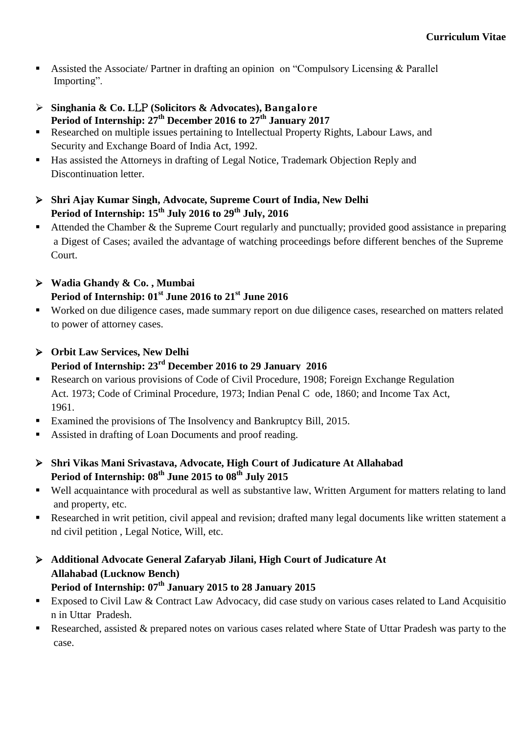- Assisted the Associate/ Partner in drafting an opinion on “Compulsory Licensing & Parallel Importing”.

- **Singhania & Co. LLP (Solicitors & Advocates), Bangalore**
  **Period of Internship: 27th December 2016 to 27th January 2017**
  - Researched on multiple issues pertaining to Intellectual Property Rights, Labour Laws, and Security and Exchange Board of India Act, 1992.
  - Has assisted the Attorneys in drafting of Legal Notice, Trademark Objection Reply and Discontinuation letter.

- **Shri Ajay Kumar Singh, Advocate, Supreme Court of India, New Delhi**
  **Period of Internship: 15th July 2016 to 29th July, 2016**
  - Attended the Chamber & the Supreme Court regularly and punctually; provided good assistance in preparing a Digest of Cases; availed the advantage of watching proceedings before different benches of the Supreme Court.

- **Wadia Ghandy & Co. , Mumbai**
  **Period of Internship: 01st June 2016 to 21st June 2016**
  - Worked on due diligence cases, made summary report on due diligence cases, researched on matters related to power of attorney cases.

- **Orbit Law Services, New Delhi**
  **Period of Internship: 23rd December 2016 to 29 January 2016**
  - Research on various provisions of Code of Civil Procedure, 1908; Foreign Exchange Regulation Act. 1973; Code of Criminal Procedure, 1973; Indian Penal Code, 1860; and Income Tax Act, 1961.
  - Examined the provisions of The Insolvency and Bankruptcy Bill, 2015.
  - Assisted in drafting of Loan Documents and proof reading.

- **Shri Vikas Mani Srivastava, Advocate, High Court of Judicature At Allahabad**
  **Period of Internship: 08th June 2015 to 08th July 2015**
  - Well acquaintance with procedural as well as substantive law, Written Argument for matters relating to land and property, etc.
  - Researched in writ petition, civil appeal and revision; drafted many legal documents like written statement and civil petition , Legal Notice, Will, etc.

- **Additional Advocate General Zafaryab Jilani, High Court of Judicature At Allahabad (Lucknow Bench)**
  **Period of Internship: 07th January 2015 to 28 January 2015**
  - Exposed to Civil Law & Contract Law Advocacy, did case study on various cases related to Land Acquisition in Uttar Pradesh.
  - Researched, assisted & prepared notes on various cases related where State of Uttar Pradesh was party to the case.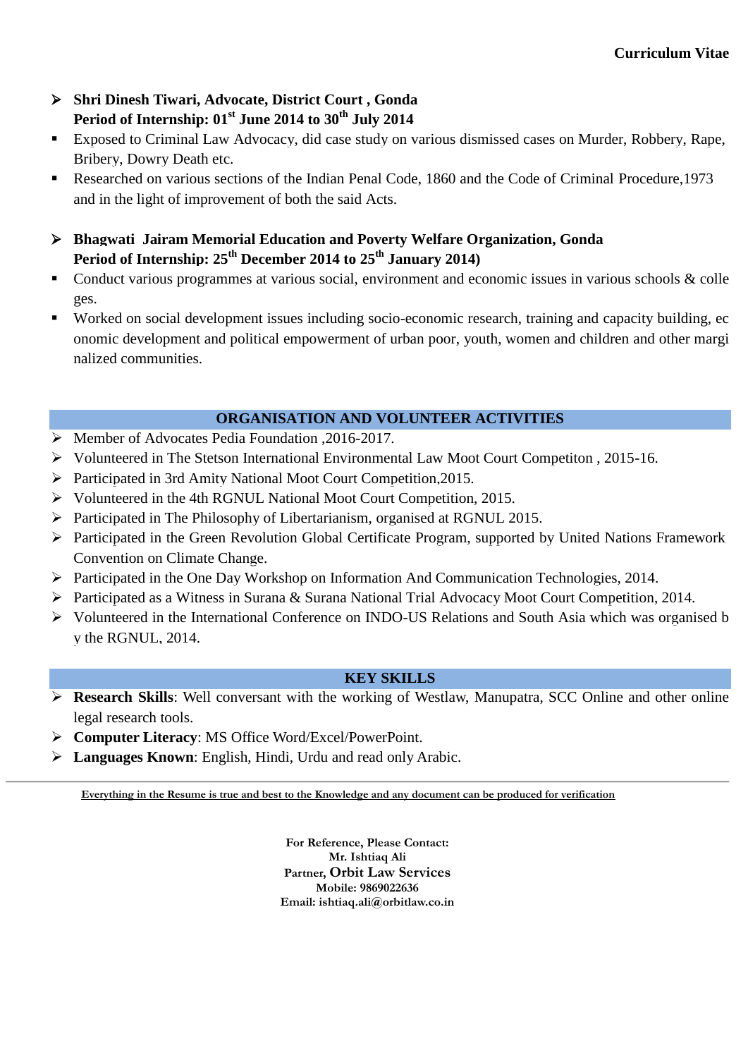- **Shri Dinesh Tiwari, Advocate, District Court , Gonda**
  **Period of Internship: 01st June 2014 to 30th July 2014**
  - Exposed to Criminal Law Advocacy, did case study on various dismissed cases on Murder, Robbery, Rape, Bribery, Dowry Death etc.
  - Researched on various sections of the Indian Penal Code, 1860 and the Code of Criminal Procedure,1973 and in the light of improvement of both the said Acts.

- **Bhagwati Jairam Memorial Education and Poverty Welfare Organization, Gonda**
  **Period of Internship: 25th December 2014 to 25th January 2014)**
  - Conduct various programmes at various social, environment and economic issues in various schools & colleges.
  - Worked on social development issues including socio-economic research, training and capacity building, economic development and political empowerment of urban poor, youth, women and children and other marginalized communities.

## ORGANISATION AND VOLUNTEER ACTIVITIES

- Member of Advocates Pedia Foundation ,2016-2017.
- Volunteered in The Stetson International Environmental Law Moot Court Competiton , 2015-16.
- Participated in 3rd Amity National Moot Court Competition,2015.
- Volunteered in the 4th RGNUL National Moot Court Competition, 2015.
- Participated in The Philosophy of Libertarianism, organised at RGNUL 2015.
- Participated in the Green Revolution Global Certificate Program, supported by United Nations Framework Convention on Climate Change.
- Participated in the One Day Workshop on Information And Communication Technologies, 2014.
- Participated as a Witness in Surana & Surana National Trial Advocacy Moot Court Competition, 2014.
- Volunteered in the International Conference on INDO-US Relations and South Asia which was organised by the RGNUL, 2014.

## KEY SKILLS

- **Research Skills**: Well conversant with the working of Westlaw, Manupatra, SCC Online and other online legal research tools.
- **Computer Literacy**: MS Office Word/Excel/PowerPoint.
- **Languages Known**: English, Hindi, Urdu and read only Arabic.

---

**Everything in the Resume is true and best to the Knowledge and any document can be produced for verification**

**For Reference, Please Contact:**
**Mr. Ishtiaq Ali**
**Partner, Orbit Law Services**
**Mobile: 9869022636**
**Email: ishtiaq.ali@orbitlaw.co.in**